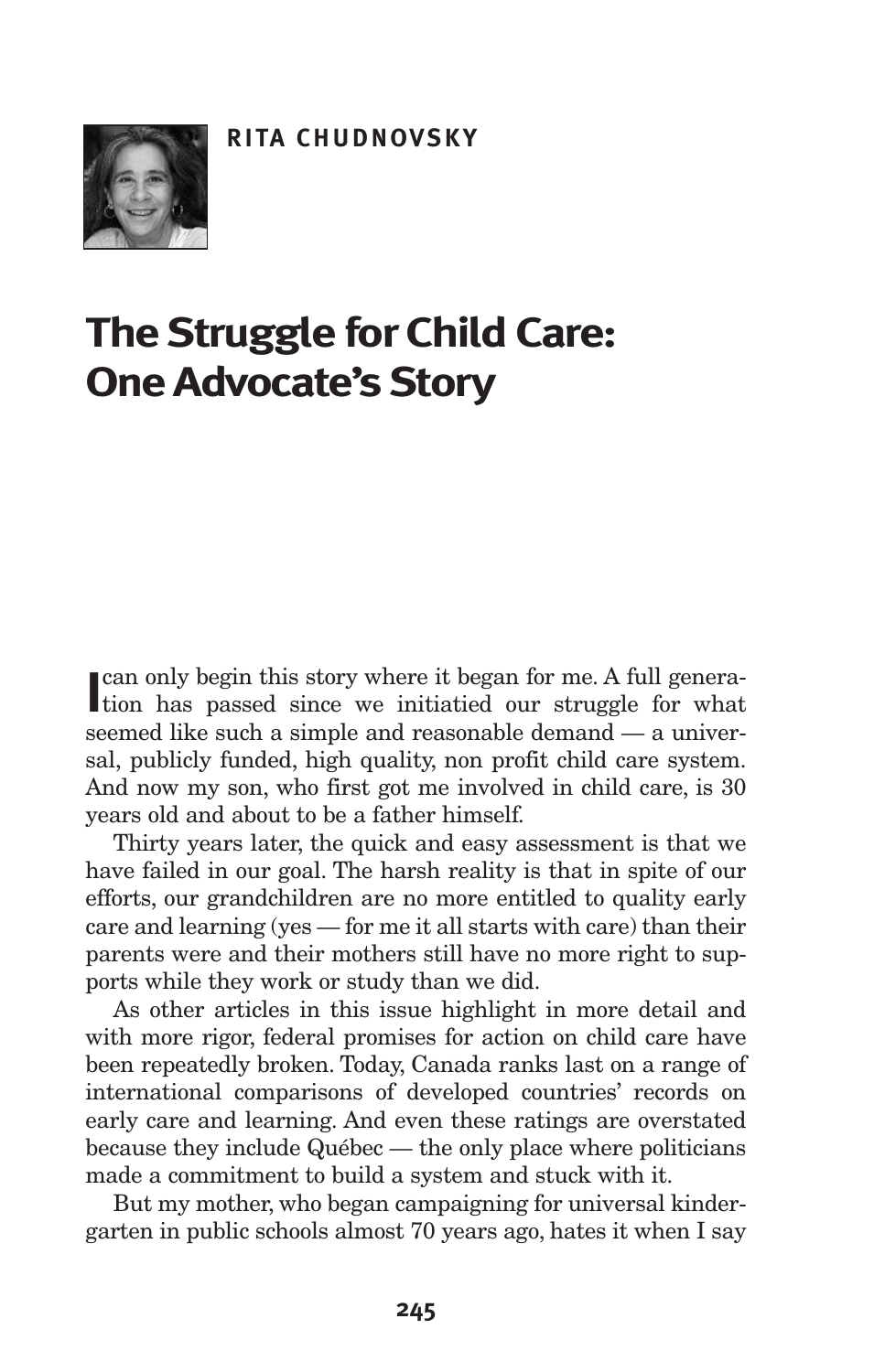**RITA CHUDNOVSKY**

# The Struggle for Child Care: One Advocate's Story

I can only begin this story where it began for me. A full generation has passed since we initiatied our struggle for what seemed like such a simple and reasonable demand — a universal, publicly funded, high quality, non profit child care system. And now my son, who first got me involved in child care, is 30 years old and about to be a father himself.

Thirty years later, the quick and easy assessment is that we have failed in our goal. The harsh reality is that in spite of our efforts, our grandchildren are no more entitled to quality early care and learning (yes — for me it all starts with care) than their parents were and their mothers still have no more right to supports while they work or study than we did.

As other articles in this issue highlight in more detail and with more rigor, federal promises for action on child care have been repeatedly broken. Today, Canada ranks last on a range of international comparisons of developed countries' records on early care and learning. And even these ratings are overstated because they include Québec — the only place where politicians made a commitment to build a system and stuck with it.

But my mother, who began campaigning for universal kindergarten in public schools almost 70 years ago, hates it when I say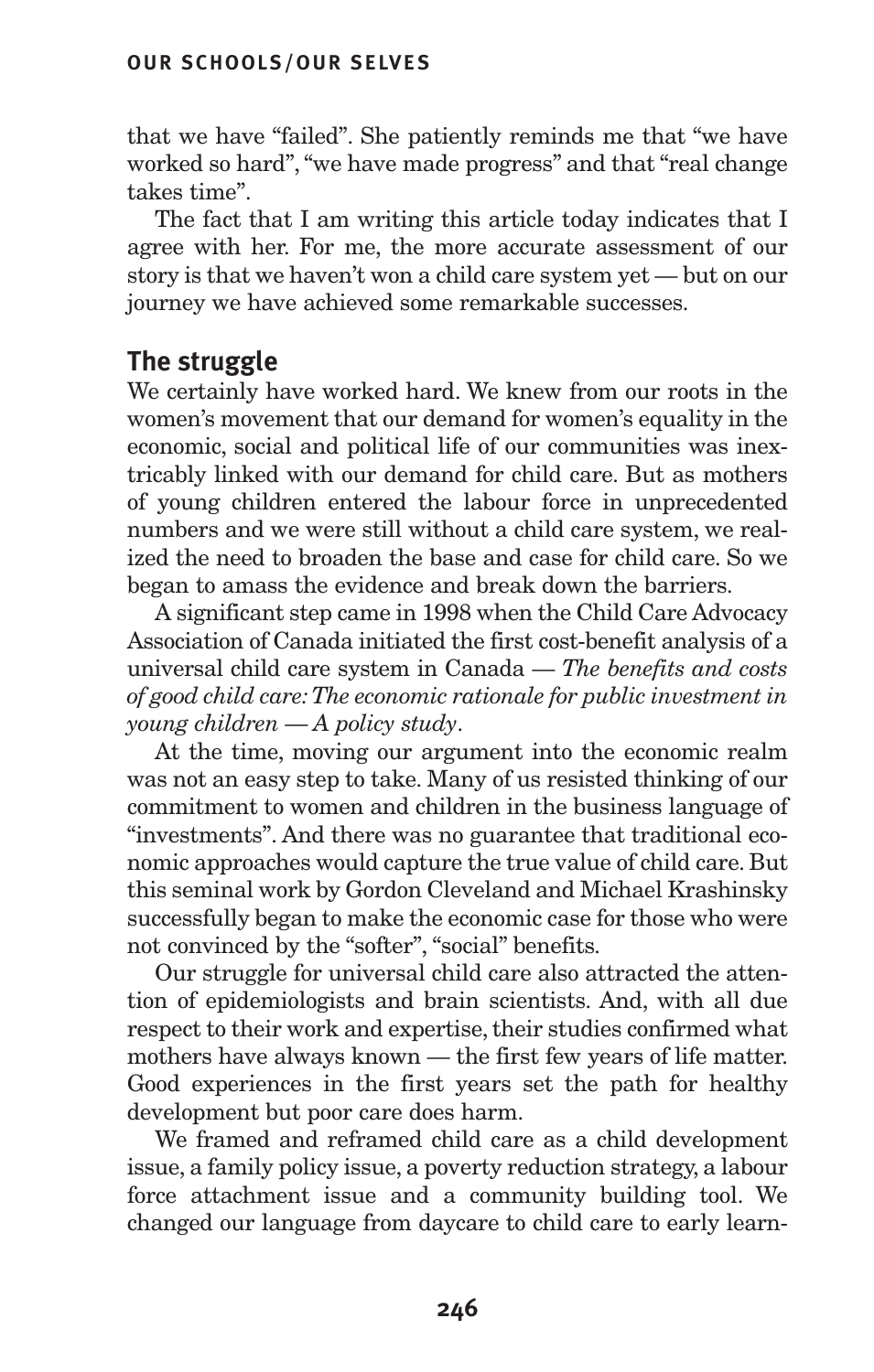that we have "failed". She patiently reminds me that "we have worked so hard", "we have made progress" and that "real change takes time".

The fact that I am writing this article today indicates that I agree with her. For me, the more accurate assessment of our story is that we haven't won a child care system yet — but on our journey we have achieved some remarkable successes.

## The struggle

We certainly have worked hard. We knew from our roots in the women's movement that our demand for women's equality in the economic, social and political life of our communities was inextricably linked with our demand for child care. But as mothers of young children entered the labour force in unprecedented numbers and we were still without a child care system, we realized the need to broaden the base and case for child care. So we began to amass the evidence and break down the barriers.

A significant step came in 1998 when the Child Care Advocacy Association of Canada initiated the first cost-benefit analysis of a universal child care system in Canada — *The benefits and costs of good child care: The economic rationale for public investment in young children — A policy study*.

At the time, moving our argument into the economic realm was not an easy step to take. Many of us resisted thinking of our commitment to women and children in the business language of "investments". And there was no guarantee that traditional economic approaches would capture the true value of child care. But this seminal work by Gordon Cleveland and Michael Krashinsky successfully began to make the economic case for those who were not convinced by the "softer", "social" benefits.

Our struggle for universal child care also attracted the attention of epidemiologists and brain scientists. And, with all due respect to their work and expertise, their studies confirmed what mothers have always known — the first few years of life matter. Good experiences in the first years set the path for healthy development but poor care does harm.

We framed and reframed child care as a child development issue, a family policy issue, a poverty reduction strategy, a labour force attachment issue and a community building tool. We changed our language from daycare to child care to early learn-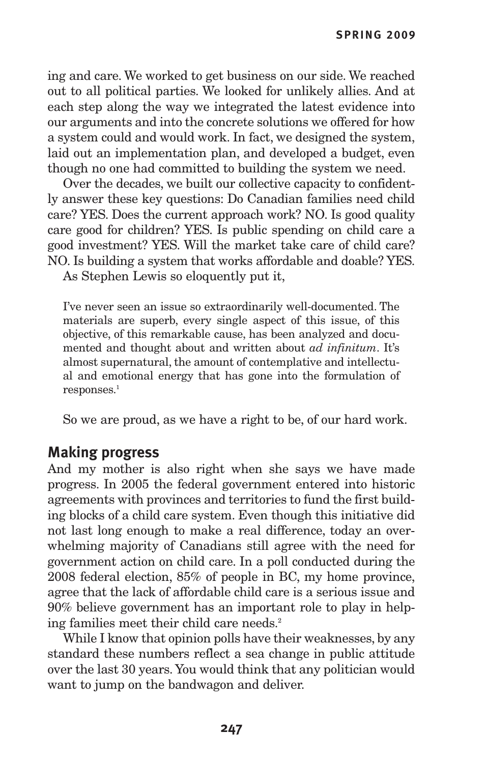ing and care. We worked to get business on our side. We reached out to all political parties. We looked for unlikely allies. And at each step along the way we integrated the latest evidence into our arguments and into the concrete solutions we offered for how a system could and would work. In fact, we designed the system, laid out an implementation plan, and developed a budget, even though no one had committed to building the system we need.

Over the decades, we built our collective capacity to confidently answer these key questions: Do Canadian families need child care? YES. Does the current approach work? NO. Is good quality care good for children? YES. Is public spending on child care a good investment? YES. Will the market take care of child care? NO. Is building a system that works affordable and doable? YES.

As Stephen Lewis so eloquently put it,

> I've never seen an issue so extraordinarily well-documented. The materials are superb, every single aspect of this issue, of this objective, of this remarkable cause, has been analyzed and documented and thought about and written about *ad infinitum*. It's almost supernatural, the amount of contemplative and intellectual and emotional energy that has gone into the formulation of responses.[1]

So we are proud, as we have a right to be, of our hard work.

## Making progress

And my mother is also right when she says we have made progress. In 2005 the federal government entered into historic agreements with provinces and territories to fund the first building blocks of a child care system. Even though this initiative did not last long enough to make a real difference, today an overwhelming majority of Canadians still agree with the need for government action on child care. In a poll conducted during the 2008 federal election, 85% of people in BC, my home province, agree that the lack of affordable child care is a serious issue and 90% believe government has an important role to play in helping families meet their child care needs.[2]

While I know that opinion polls have their weaknesses, by any standard these numbers reflect a sea change in public attitude over the last 30 years. You would think that any politician would want to jump on the bandwagon and deliver.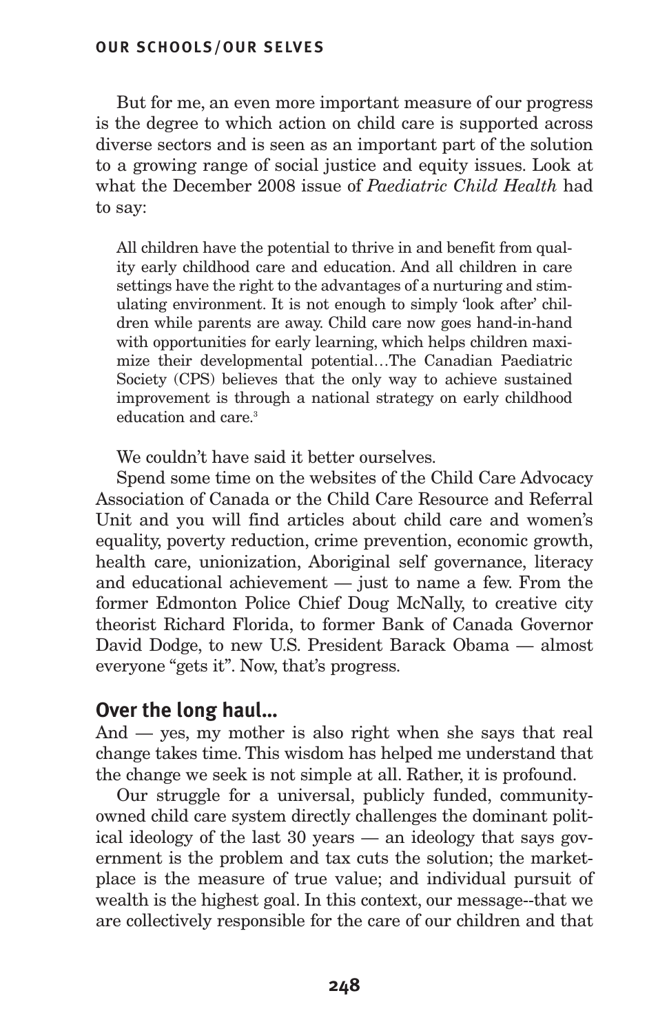But for me, an even more important measure of our progress is the degree to which action on child care is supported across diverse sectors and is seen as an important part of the solution to a growing range of social justice and equity issues. Look at what the December 2008 issue of *Paediatric Child Health* had to say:

> All children have the potential to thrive in and benefit from quality early childhood care and education. And all children in care settings have the right to the advantages of a nurturing and stimulating environment. It is not enough to simply 'look after' children while parents are away. Child care now goes hand-in-hand with opportunities for early learning, which helps children maximize their developmental potential…The Canadian Paediatric Society (CPS) believes that the only way to achieve sustained improvement is through a national strategy on early childhood education and care.[3]

We couldn't have said it better ourselves.

Spend some time on the websites of the Child Care Advocacy Association of Canada or the Child Care Resource and Referral Unit and you will find articles about child care and women's equality, poverty reduction, crime prevention, economic growth, health care, unionization, Aboriginal self governance, literacy and educational achievement — just to name a few. From the former Edmonton Police Chief Doug McNally, to creative city theorist Richard Florida, to former Bank of Canada Governor David Dodge, to new U.S. President Barack Obama — almost everyone "gets it". Now, that's progress.

## Over the long haul…

And — yes, my mother is also right when she says that real change takes time. This wisdom has helped me understand that the change we seek is not simple at all. Rather, it is profound.

Our struggle for a universal, publicly funded, community-owned child care system directly challenges the dominant political ideology of the last 30 years — an ideology that says government is the problem and tax cuts the solution; the marketplace is the measure of true value; and individual pursuit of wealth is the highest goal. In this context, our message--that we are collectively responsible for the care of our children and that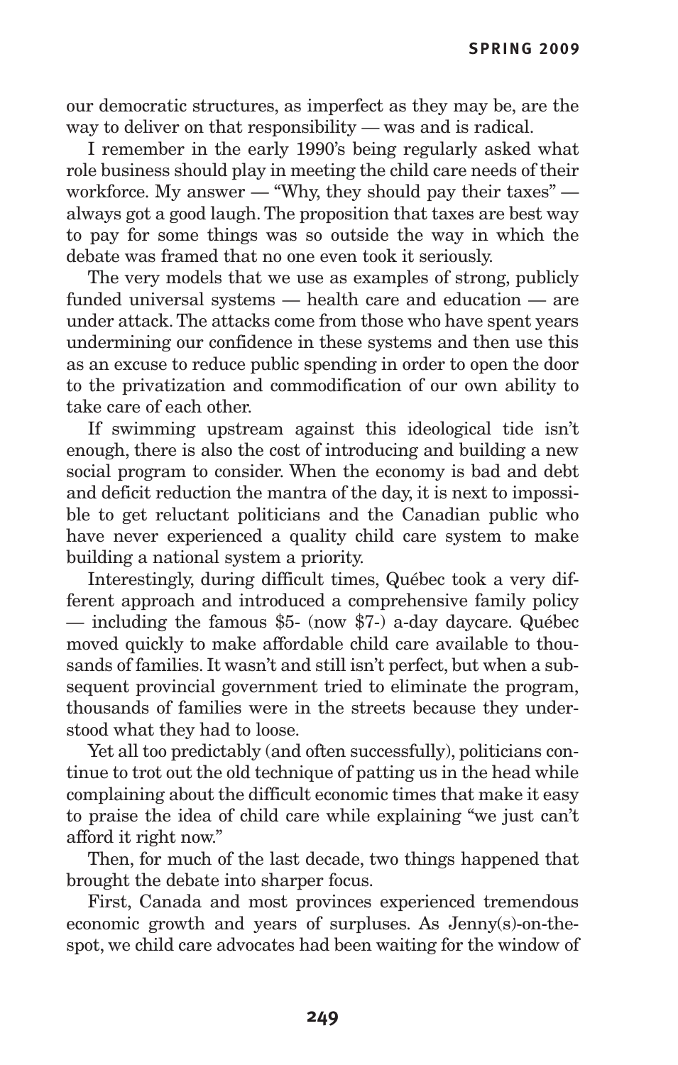our democratic structures, as imperfect as they may be, are the way to deliver on that responsibility — was and is radical.

I remember in the early 1990's being regularly asked what role business should play in meeting the child care needs of their workforce. My answer — "Why, they should pay their taxes" — always got a good laugh. The proposition that taxes are best way to pay for some things was so outside the way in which the debate was framed that no one even took it seriously.

The very models that we use as examples of strong, publicly funded universal systems — health care and education — are under attack. The attacks come from those who have spent years undermining our confidence in these systems and then use this as an excuse to reduce public spending in order to open the door to the privatization and commodification of our own ability to take care of each other.

If swimming upstream against this ideological tide isn't enough, there is also the cost of introducing and building a new social program to consider. When the economy is bad and debt and deficit reduction the mantra of the day, it is next to impossible to get reluctant politicians and the Canadian public who have never experienced a quality child care system to make building a national system a priority.

Interestingly, during difficult times, Québec took a very different approach and introduced a comprehensive family policy — including the famous $5- (now $7-) a-day daycare. Québec moved quickly to make affordable child care available to thousands of families. It wasn't and still isn't perfect, but when a subsequent provincial government tried to eliminate the program, thousands of families were in the streets because they understood what they had to loose.

Yet all too predictably (and often successfully), politicians continue to trot out the old technique of patting us in the head while complaining about the difficult economic times that make it easy to praise the idea of child care while explaining "we just can't afford it right now."

Then, for much of the last decade, two things happened that brought the debate into sharper focus.

First, Canada and most provinces experienced tremendous economic growth and years of surpluses. As Jenny(s)-on-the-spot, we child care advocates had been waiting for the window of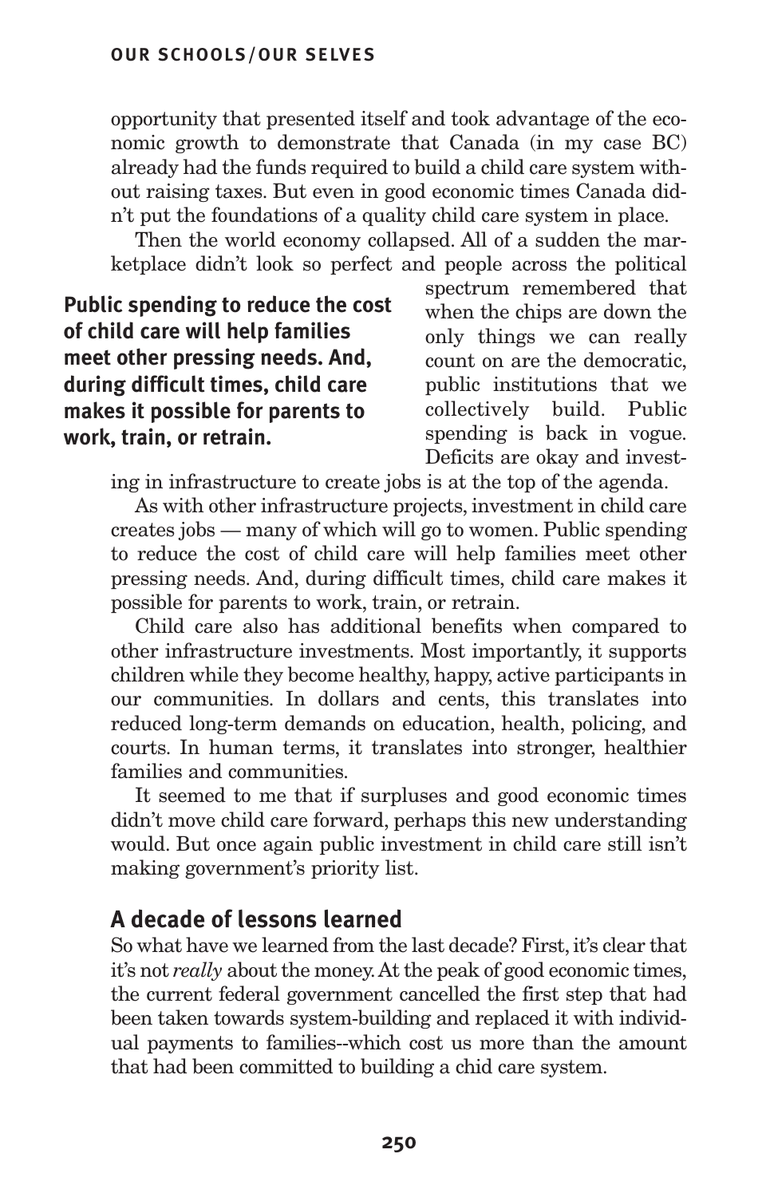opportunity that presented itself and took advantage of the economic growth to demonstrate that Canada (in my case BC) already had the funds required to build a child care system without raising taxes. But even in good economic times Canada didn't put the foundations of a quality child care system in place.

Then the world economy collapsed. All of a sudden the marketplace didn't look so perfect and people across the political spectrum remembered that when the chips are down the only things we can really count on are the democratic, public institutions that we collectively build. Public spending is back in vogue. Deficits are okay and investing in infrastructure to create jobs is at the top of the agenda.

**Public spending to reduce the cost of child care will help families meet other pressing needs. And, during difficult times, child care makes it possible for parents to work, train, or retrain.**

As with other infrastructure projects, investment in child care creates jobs — many of which will go to women. Public spending to reduce the cost of child care will help families meet other pressing needs. And, during difficult times, child care makes it possible for parents to work, train, or retrain.

Child care also has additional benefits when compared to other infrastructure investments. Most importantly, it supports children while they become healthy, happy, active participants in our communities. In dollars and cents, this translates into reduced long-term demands on education, health, policing, and courts. In human terms, it translates into stronger, healthier families and communities.

It seemed to me that if surpluses and good economic times didn't move child care forward, perhaps this new understanding would. But once again public investment in child care still isn't making government's priority list.

## A decade of lessons learned

So what have we learned from the last decade? First, it's clear that it's not *really* about the money. At the peak of good economic times, the current federal government cancelled the first step that had been taken towards system-building and replaced it with individual payments to families--which cost us more than the amount that had been committed to building a chid care system.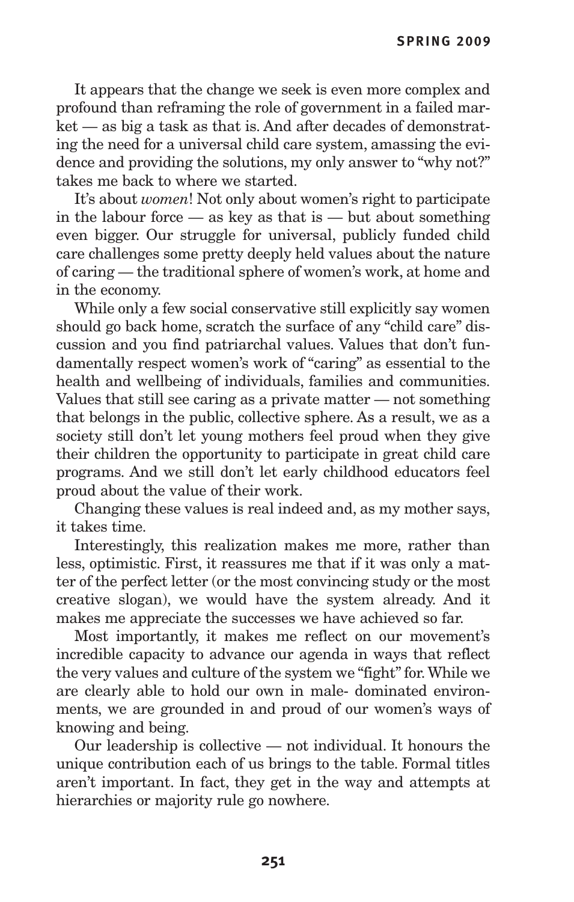It appears that the change we seek is even more complex and profound than reframing the role of government in a failed market — as big a task as that is. And after decades of demonstrating the need for a universal child care system, amassing the evidence and providing the solutions, my only answer to "why not?" takes me back to where we started.

It's about *women*! Not only about women's right to participate in the labour force — as key as that is — but about something even bigger. Our struggle for universal, publicly funded child care challenges some pretty deeply held values about the nature of caring — the traditional sphere of women's work, at home and in the economy.

While only a few social conservative still explicitly say women should go back home, scratch the surface of any "child care" discussion and you find patriarchal values. Values that don't fundamentally respect women's work of "caring" as essential to the health and wellbeing of individuals, families and communities. Values that still see caring as a private matter — not something that belongs in the public, collective sphere. As a result, we as a society still don't let young mothers feel proud when they give their children the opportunity to participate in great child care programs. And we still don't let early childhood educators feel proud about the value of their work.

Changing these values is real indeed and, as my mother says, it takes time.

Interestingly, this realization makes me more, rather than less, optimistic. First, it reassures me that if it was only a matter of the perfect letter (or the most convincing study or the most creative slogan), we would have the system already. And it makes me appreciate the successes we have achieved so far.

Most importantly, it makes me reflect on our movement's incredible capacity to advance our agenda in ways that reflect the very values and culture of the system we "fight" for. While we are clearly able to hold our own in male- dominated environments, we are grounded in and proud of our women's ways of knowing and being.

Our leadership is collective — not individual. It honours the unique contribution each of us brings to the table. Formal titles aren't important. In fact, they get in the way and attempts at hierarchies or majority rule go nowhere.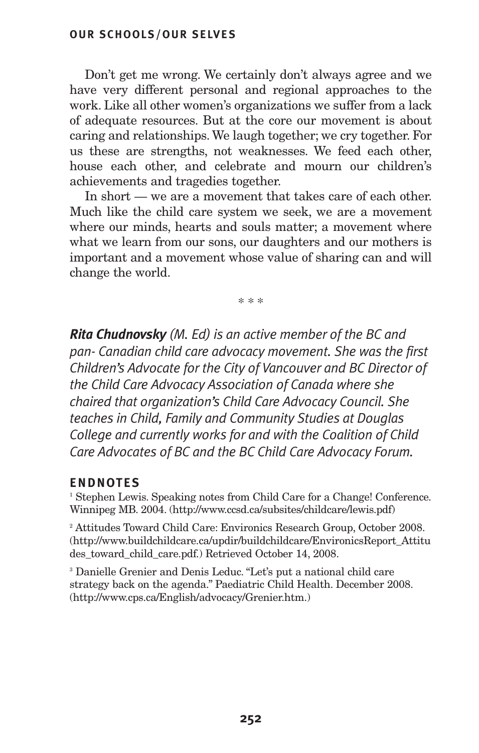Don't get me wrong. We certainly don't always agree and we have very different personal and regional approaches to the work. Like all other women's organizations we suffer from a lack of adequate resources. But at the core our movement is about caring and relationships. We laugh together; we cry together. For us these are strengths, not weaknesses. We feed each other, house each other, and celebrate and mourn our children's achievements and tragedies together.

In short — we are a movement that takes care of each other. Much like the child care system we seek, we are a movement where our minds, hearts and souls matter; a movement where what we learn from our sons, our daughters and our mothers is important and a movement whose value of sharing can and will change the world.

\* \* \*

***Rita Chudnovsky*** *(M. Ed) is an active member of the BC and pan- Canadian child care advocacy movement. She was the first Children's Advocate for the City of Vancouver and BC Director of the Child Care Advocacy Association of Canada where she chaired that organization's Child Care Advocacy Council. She teaches in Child, Family and Community Studies at Douglas College and currently works for and with the Coalition of Child Care Advocates of BC and the BC Child Care Advocacy Forum.*

## ENDNOTES

[1] Stephen Lewis. Speaking notes from Child Care for a Change! Conference. Winnipeg MB. 2004. (http://www.ccsd.ca/subsites/childcare/lewis.pdf)

[2] Attitudes Toward Child Care: Environics Research Group, October 2008. (http://www.buildchildcare.ca/updir/buildchildcare/EnvironicsReport_Attitudes_toward_child_care.pdf.) Retrieved October 14, 2008.

[3] Danielle Grenier and Denis Leduc. "Let's put a national child care strategy back on the agenda." Paediatric Child Health. December 2008. (http://www.cps.ca/English/advocacy/Grenier.htm.)